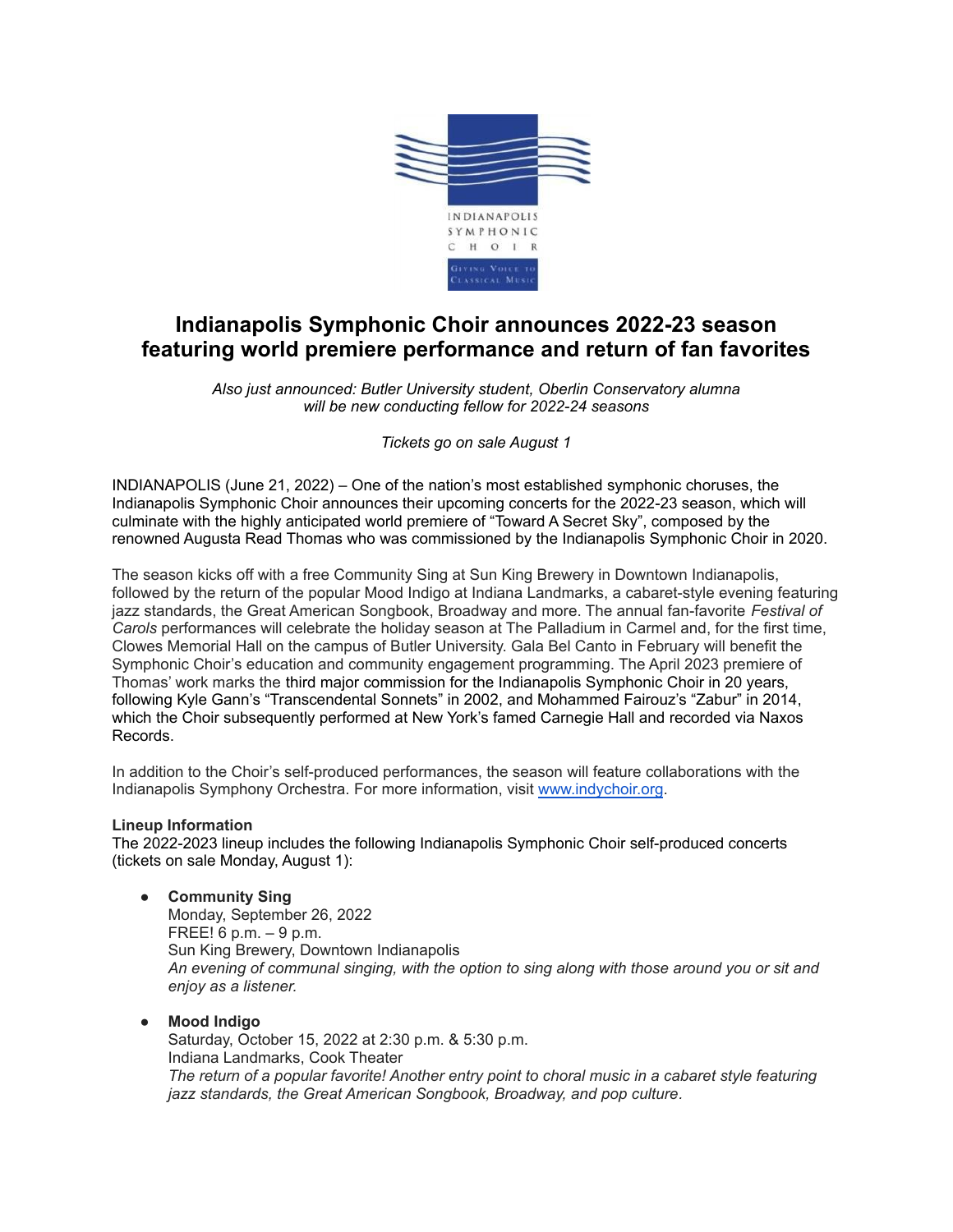# Indianapolis Symphonic Choir announces 2022-23 season featuring world premiere performance and return of fan favorites

*Also just announced: Butler University student, Oberlin Conservatory alumna will be new conducting fellow for 2022-24 seasons*

*Tickets go on sale August 1*

INDIANAPOLIS (June 21, 2022) – One of the nation's most established symphonic choruses, the Indianapolis Symphonic Choir announces their upcoming concerts for the 2022-23 season, which will culminate with the highly anticipated world premiere of "Toward A Secret Sky", composed by the renowned Augusta Read Thomas who was commissioned by the Indianapolis Symphonic Choir in 2020.

The season kicks off with a free Community Sing at Sun King Brewery in Downtown Indianapolis, followed by the return of the popular Mood Indigo at Indiana Landmarks, a cabaret-style evening featuring jazz standards, the Great American Songbook, Broadway and more. The annual fan-favorite *Festival of Carols* performances will celebrate the holiday season at The Palladium in Carmel and, for the first time, Clowes Memorial Hall on the campus of Butler University. Gala Bel Canto in February will benefit the Symphonic Choir's education and community engagement programming. The April 2023 premiere of Thomas' work marks the third major commission for the Indianapolis Symphonic Choir in 20 years, following Kyle Gann's "Transcendental Sonnets" in 2002, and Mohammed Fairouz's "Zabur" in 2014, which the Choir subsequently performed at New York's famed Carnegie Hall and recorded via Naxos Records.

In addition to the Choir's self-produced performances, the season will feature collaborations with the Indianapolis Symphony Orchestra. For more information, visit [www.indychoir.org](http://www.indychoir.org).

**Lineup Information**

The 2022-2023 lineup includes the following Indianapolis Symphonic Choir self-produced concerts (tickets on sale Monday, August 1):

- **Community Sing**
  Monday, September 26, 2022
  FREE! 6 p.m. – 9 p.m.
  Sun King Brewery, Downtown Indianapolis
  *An evening of communal singing, with the option to sing along with those around you or sit and enjoy as a listener.*

- **Mood Indigo**
  Saturday, October 15, 2022 at 2:30 p.m. & 5:30 p.m.
  Indiana Landmarks, Cook Theater
  *The return of a popular favorite! Another entry point to choral music in a cabaret style featuring jazz standards, the Great American Songbook, Broadway, and pop culture.*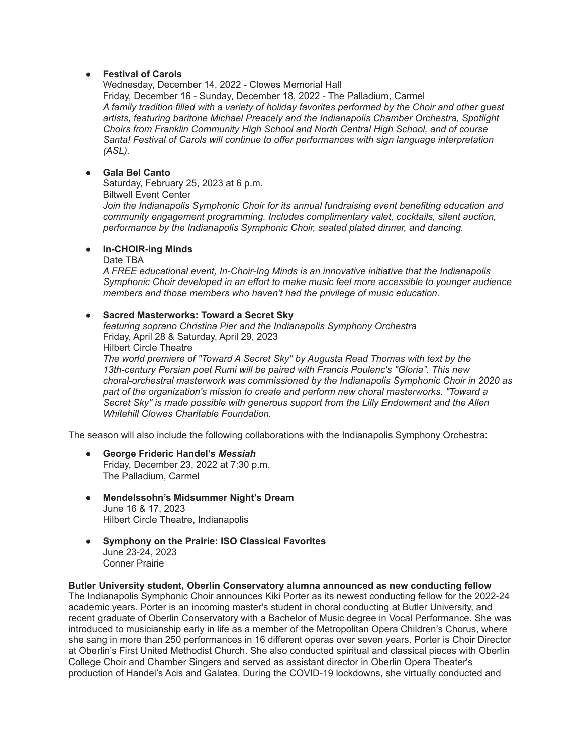- **Festival of Carols**
  Wednesday, December 14, 2022 - Clowes Memorial Hall
  Friday, December 16 - Sunday, December 18, 2022 - The Palladium, Carmel
  *A family tradition filled with a variety of holiday favorites performed by the Choir and other guest artists, featuring baritone Michael Preacely and the Indianapolis Chamber Orchestra, Spotlight Choirs from Franklin Community High School and North Central High School, and of course Santa! Festival of Carols will continue to offer performances with sign language interpretation (ASL).*

- **Gala Bel Canto**
  Saturday, February 25, 2023 at 6 p.m.
  Biltwell Event Center
  *Join the Indianapolis Symphonic Choir for its annual fundraising event benefiting education and community engagement programming. Includes complimentary valet, cocktails, silent auction, performance by the Indianapolis Symphonic Choir, seated plated dinner, and dancing.*

- **In-CHOIR-ing Minds**
  Date TBA
  *A FREE educational event, In-Choir-Ing Minds is an innovative initiative that the Indianapolis Symphonic Choir developed in an effort to make music feel more accessible to younger audience members and those members who haven't had the privilege of music education.*

- **Sacred Masterworks: Toward a Secret Sky**
  *featuring soprano Christina Pier and the Indianapolis Symphony Orchestra*
  Friday, April 28 & Saturday, April 29, 2023
  Hilbert Circle Theatre
  *The world premiere of "Toward A Secret Sky" by Augusta Read Thomas with text by the 13th-century Persian poet Rumi will be paired with Francis Poulenc's "Gloria". This new choral-orchestral masterwork was commissioned by the Indianapolis Symphonic Choir in 2020 as part of the organization's mission to create and perform new choral masterworks. "Toward a Secret Sky" is made possible with generous support from the Lilly Endowment and the Allen Whitehill Clowes Charitable Foundation.*

The season will also include the following collaborations with the Indianapolis Symphony Orchestra:

- **George Frideric Handel's *Messiah***
  Friday, December 23, 2022 at 7:30 p.m.
  The Palladium, Carmel

- **Mendelssohn's Midsummer Night's Dream**
  June 16 & 17, 2023
  Hilbert Circle Theatre, Indianapolis

- **Symphony on the Prairie: ISO Classical Favorites**
  June 23-24, 2023
  Conner Prairie

**Butler University student, Oberlin Conservatory alumna announced as new conducting fellow**
The Indianapolis Symphonic Choir announces Kiki Porter as its newest conducting fellow for the 2022-24 academic years. Porter is an incoming master's student in choral conducting at Butler University, and recent graduate of Oberlin Conservatory with a Bachelor of Music degree in Vocal Performance. She was introduced to musicianship early in life as a member of the Metropolitan Opera Children's Chorus, where she sang in more than 250 performances in 16 different operas over seven years. Porter is Choir Director at Oberlin's First United Methodist Church. She also conducted spiritual and classical pieces with Oberlin College Choir and Chamber Singers and served as assistant director in Oberlin Opera Theater's production of Handel's Acis and Galatea. During the COVID-19 lockdowns, she virtually conducted and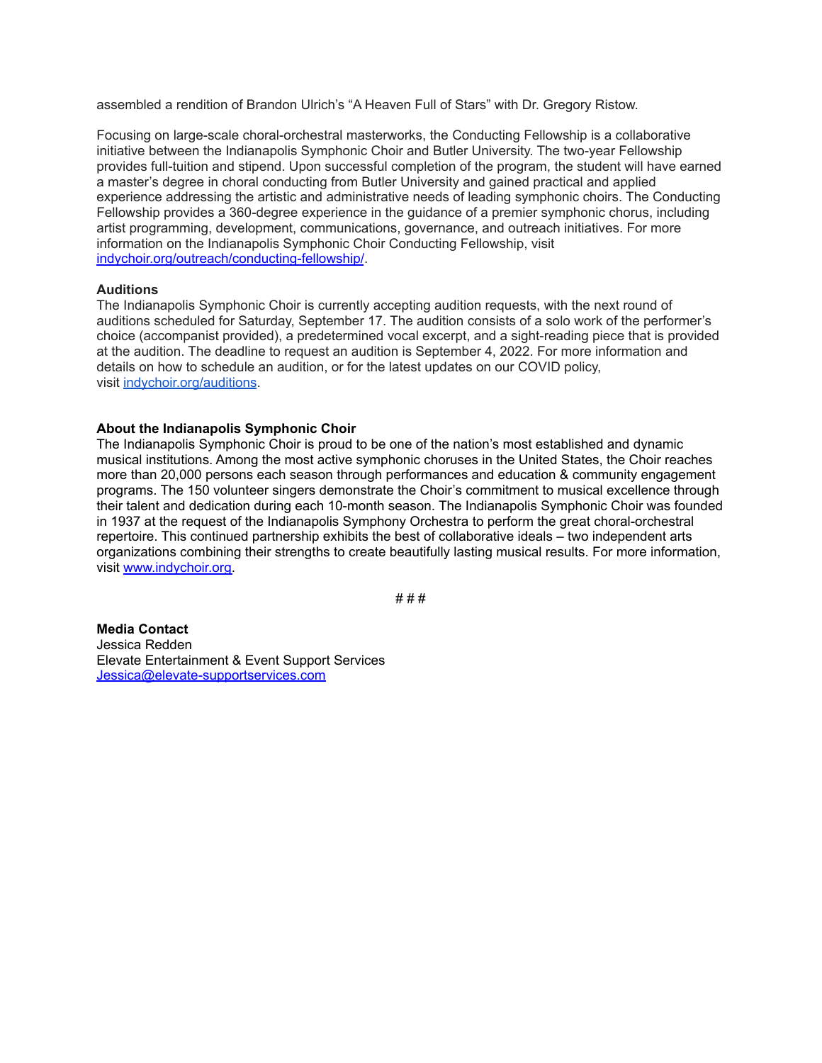assembled a rendition of Brandon Ulrich's "A Heaven Full of Stars" with Dr. Gregory Ristow.

Focusing on large-scale choral-orchestral masterworks, the Conducting Fellowship is a collaborative initiative between the Indianapolis Symphonic Choir and Butler University. The two-year Fellowship provides full-tuition and stipend. Upon successful completion of the program, the student will have earned a master's degree in choral conducting from Butler University and gained practical and applied experience addressing the artistic and administrative needs of leading symphonic choirs. The Conducting Fellowship provides a 360-degree experience in the guidance of a premier symphonic chorus, including artist programming, development, communications, governance, and outreach initiatives. For more information on the Indianapolis Symphonic Choir Conducting Fellowship, visit [indychoir.org/outreach/conducting-fellowship/](indychoir.org/outreach/conducting-fellowship/).

**Auditions**

The Indianapolis Symphonic Choir is currently accepting audition requests, with the next round of auditions scheduled for Saturday, September 17. The audition consists of a solo work of the performer's choice (accompanist provided), a predetermined vocal excerpt, and a sight-reading piece that is provided at the audition. The deadline to request an audition is September 4, 2022. For more information and details on how to schedule an audition, or for the latest updates on our COVID policy, visit [indychoir.org/auditions](indychoir.org/auditions).

**About the Indianapolis Symphonic Choir**

The Indianapolis Symphonic Choir is proud to be one of the nation's most established and dynamic musical institutions. Among the most active symphonic choruses in the United States, the Choir reaches more than 20,000 persons each season through performances and education & community engagement programs. The 150 volunteer singers demonstrate the Choir's commitment to musical excellence through their talent and dedication during each 10-month season. The Indianapolis Symphonic Choir was founded in 1937 at the request of the Indianapolis Symphony Orchestra to perform the great choral-orchestral repertoire. This continued partnership exhibits the best of collaborative ideals – two independent arts organizations combining their strengths to create beautifully lasting musical results. For more information, visit [www.indychoir.org](www.indychoir.org).

# # #

**Media Contact**
Jessica Redden
Elevate Entertainment & Event Support Services
[Jessica@elevate-supportservices.com](mailto:Jessica@elevate-supportservices.com)